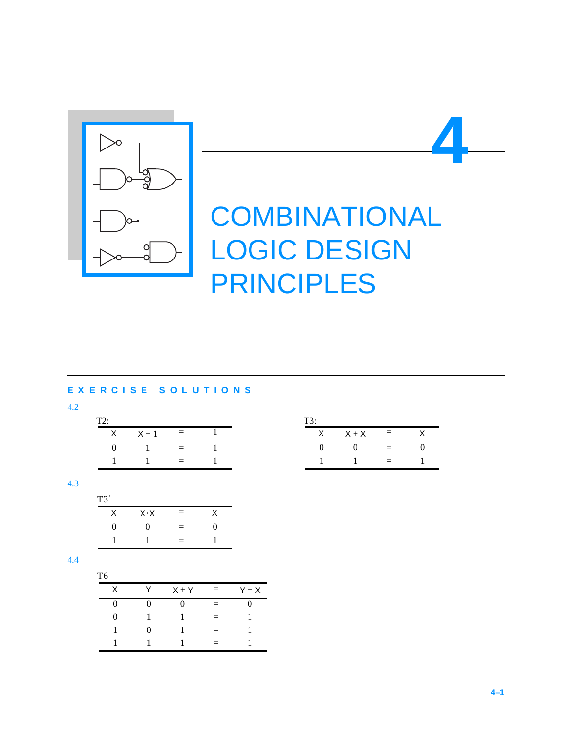# 4

# COMBINATIONAL LOGIC DESIGN PRINCIPLES

## EXERCISE SOLUTIONS

4.2

T2:

| X | X + 1 | = | 1 |
|---|---|---|---|
| 0 | 1 | = | 1 |
| 1 | 1 | = | 1 |

T3:

| X | X + X | = | X |
|---|---|---|---|
| 0 | 0 | = | 0 |
| 1 | 1 | = | 1 |

4.3

T3′

| X | X·X | = | X |
|---|---|---|---|
| 0 | 0 | = | 0 |
| 1 | 1 | = | 1 |

4.4

T6

| X | Y | X + Y | = | Y + X |
|---|---|---|---|---|
| 0 | 0 | 0 | = | 0 |
| 0 | 1 | 1 | = | 1 |
| 1 | 0 | 1 | = | 1 |
| 1 | 1 | 1 | = | 1 |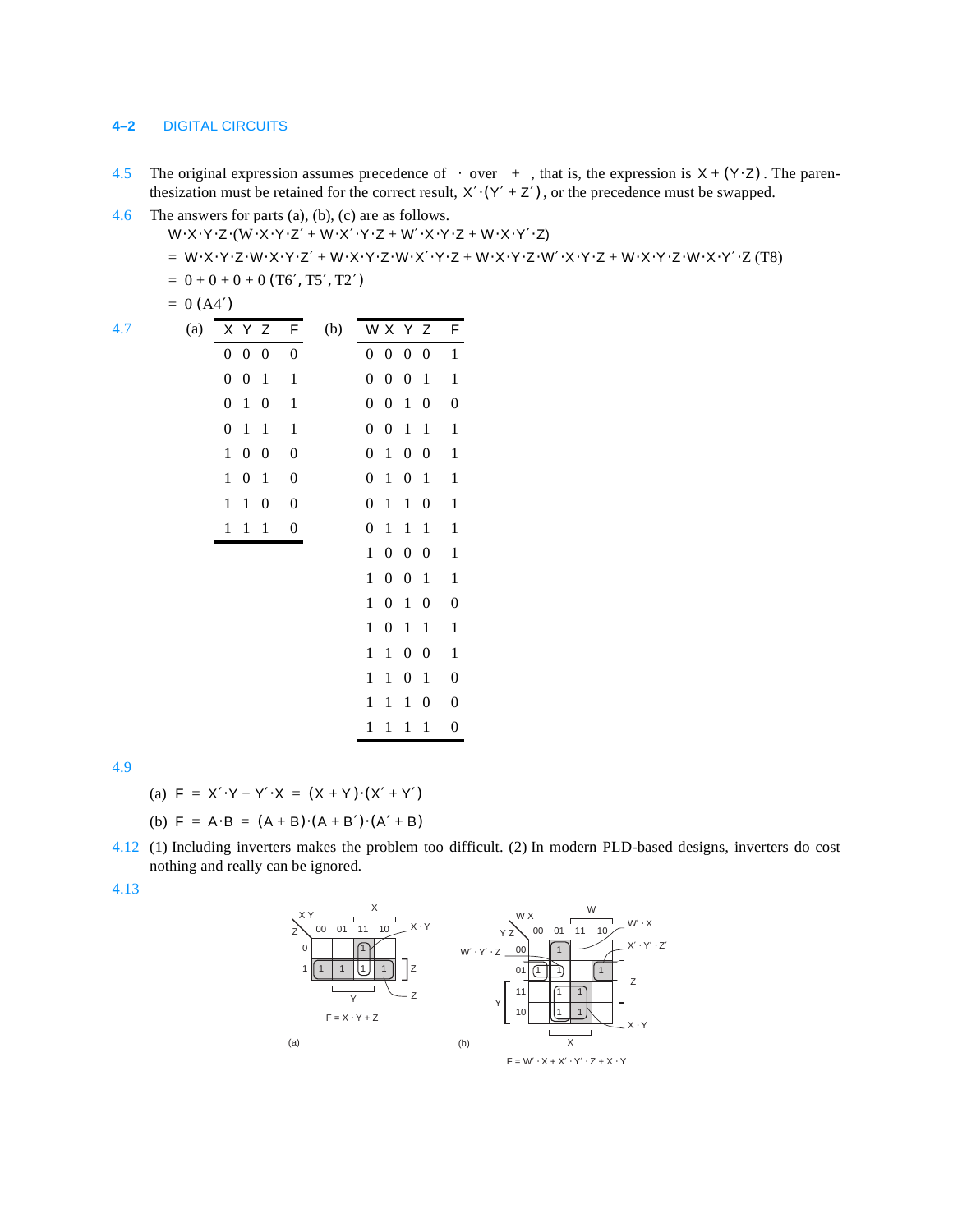4.5 The original expression assumes precedence of $\cdot$ over $+$, that is, the expression is $X + (Y \cdot Z)$. The parenthesization must be retained for the correct result, $X' \cdot (Y' + Z')$, or the precedence must be swapped.

4.6 The answers for parts (a), (b), (c) are as follows.

$$W \cdot X \cdot Y \cdot Z \cdot (W \cdot X \cdot Y \cdot Z' + W \cdot X' \cdot Y \cdot Z + W' \cdot X \cdot Y \cdot Z + W \cdot X \cdot Y' \cdot Z)$$

$$= W \cdot X \cdot Y \cdot Z \cdot W \cdot X \cdot Y \cdot Z' + W \cdot X \cdot Y \cdot Z \cdot W \cdot X' \cdot Y \cdot Z + W \cdot X \cdot Y \cdot Z \cdot W' \cdot X \cdot Y \cdot Z + W \cdot X \cdot Y \cdot Z \cdot W \cdot X \cdot Y' \cdot Z \text{ (T8)}$$

$$= 0 + 0 + 0 + 0 \text{ (T6}', \text{T5}', \text{T2}')$$

$$= 0 \text{ (A4}')$$

4.7

(a)

| X | Y | Z | F |
|---|---|---|---|
| 0 | 0 | 0 | 0 |
| 0 | 0 | 1 | 1 |
| 0 | 1 | 0 | 1 |
| 0 | 1 | 1 | 1 |
| 1 | 0 | 0 | 0 |
| 1 | 0 | 1 | 0 |
| 1 | 1 | 0 | 0 |
| 1 | 1 | 1 | 0 |

(b)

| W | X | Y | Z | F |
|---|---|---|---|---|
| 0 | 0 | 0 | 0 | 1 |
| 0 | 0 | 0 | 1 | 1 |
| 0 | 0 | 1 | 0 | 0 |
| 0 | 0 | 1 | 1 | 1 |
| 0 | 1 | 0 | 0 | 1 |
| 0 | 1 | 0 | 1 | 1 |
| 0 | 1 | 1 | 0 | 1 |
| 0 | 1 | 1 | 1 | 1 |
| 1 | 0 | 0 | 0 | 1 |
| 1 | 0 | 0 | 1 | 1 |
| 1 | 0 | 1 | 0 | 0 |
| 1 | 0 | 1 | 1 | 1 |
| 1 | 1 | 0 | 0 | 1 |
| 1 | 1 | 0 | 1 | 0 |
| 1 | 1 | 1 | 0 | 0 |
| 1 | 1 | 1 | 1 | 0 |

4.9

(a) $F = X' \cdot Y + Y' \cdot X = (X + Y) \cdot (X' + Y')$

(b) $F = A \cdot B = (A + B) \cdot (A + B') \cdot (A' + B)$

4.12 (1) Including inverters makes the problem too difficult. (2) In modern PLD-based designs, inverters do cost nothing and really can be ignored.

4.13

(a)

| Z \ XY | 00 | 01 | 11 | 10 |
|---|---|---|---|---|
| 0 | | | 1 | |
| 1 | 1 | 1 | 1 | 1 |

$F = X \cdot Y + Z$

(b)

| YZ \ WX | 00 | 01 | 11 | 10 |
|---|---|---|---|---|
| 00 | | 1 | | |
| 01 | 1 | 1 | | 1 |
| 11 | | 1 | 1 | |
| 10 | | 1 | 1 | |

$F = W' \cdot X + X' \cdot Y' \cdot Z + X \cdot Y$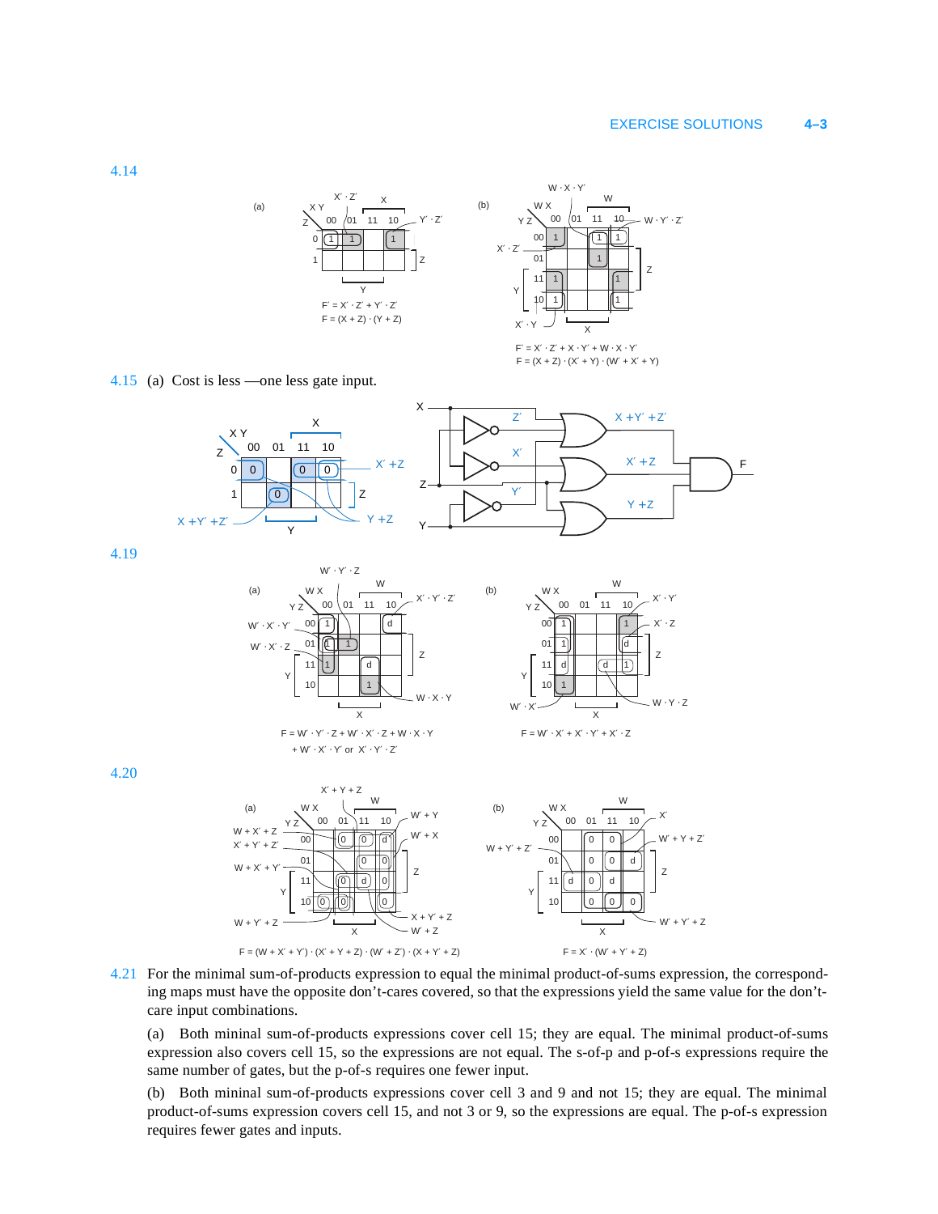**4.14**

(a) $F' = X' \cdot Z' + Y' \cdot Z'$

$F = (X + Z) \cdot (Y + Z)$

(b) $F' = X' \cdot Z' + X \cdot Y' + W \cdot X \cdot Y'$

$F = (X + Z) \cdot (X' + Y) \cdot (W' + X' + Y)$

**4.15** (a) Cost is less —one less gate input.

**4.19**

(a) $F = W' \cdot Y' \cdot Z + W' \cdot X' \cdot Z + W \cdot X \cdot Y$
$+ W' \cdot X' \cdot Y'$ or $X' \cdot Y' \cdot Z'$

(b) $F = W' \cdot X' + X' \cdot Y' + X' \cdot Z$

**4.20**

(a) $F = (W + X' + Y') \cdot (X' + Y + Z) \cdot (W' + Z') \cdot (X + Y' + Z)$

(b) $F = X' \cdot (W' + Y' + Z)$

**4.21** For the minimal sum-of-products expression to equal the minimal product-of-sums expression, the corresponding maps must have the opposite don't-cares covered, so that the expressions yield the same value for the don't-care input combinations.

(a) Both mininal sum-of-products expressions cover cell 15; they are equal. The minimal product-of-sums expression also covers cell 15, so the expressions are not equal. The s-of-p and p-of-s expressions require the same number of gates, but the p-of-s requires one fewer input.

(b) Both mininal sum-of-products expressions cover cell 3 and 9 and not 15; they are equal. The minimal product-of-sums expression covers cell 15, and not 3 or 9, so the expressions are equal. The p-of-s expression requires fewer gates and inputs.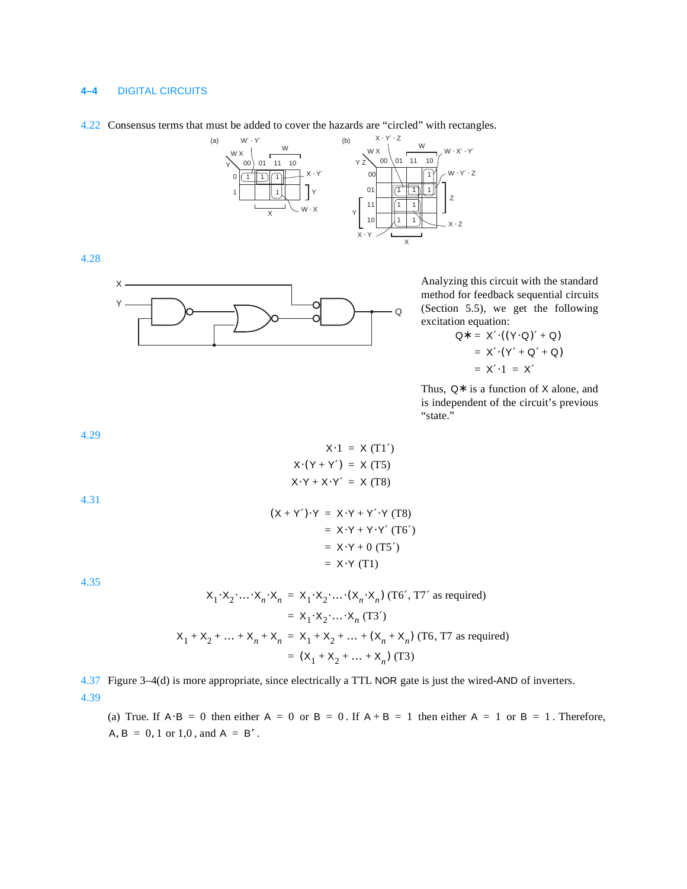4.22 Consensus terms that must be added to cover the hazards are "circled" with rectangles.

4.28

Analyzing this circuit with the standard method for feedback sequential circuits (Section 5.5), we get the following excitation equation:

$$
\begin{aligned}
Q* &= X' \cdot ((Y \cdot Q)' + Q) \\
&= X' \cdot (Y' + Q' + Q) \\
&= X' \cdot 1 = X'
\end{aligned}
$$

Thus, $Q*$ is a function of $X$ alone, and is independent of the circuit's previous "state."

4.29

$$
\begin{aligned}
X \cdot 1 &= X \text{ (T1}'\text{)} \\
X \cdot (Y + Y') &= X \text{ (T5)} \\
X \cdot Y + X \cdot Y' &= X \text{ (T8)}
\end{aligned}
$$

4.31

$$
\begin{aligned}
(X + Y') \cdot Y &= X \cdot Y + Y' \cdot Y \text{ (T8)} \\
&= X \cdot Y + Y \cdot Y' \text{ (T6}'\text{)} \\
&= X \cdot Y + 0 \text{ (T5}'\text{)} \\
&= X \cdot Y \text{ (T1)}
\end{aligned}
$$

4.35

$$
\begin{aligned}
X_1 \cdot X_2 \cdot \ldots \cdot X_n \cdot X_n &= X_1 \cdot X_2 \cdot \ldots \cdot (X_n \cdot X_n) \text{ (T6}', \text{T7}' \text{ as required)} \\
&= X_1 \cdot X_2 \cdot \ldots \cdot X_n \text{ (T3}'\text{)} \\
X_1 + X_2 + \ldots + X_n + X_n &= X_1 + X_2 + \ldots + (X_n + X_n) \text{ (T6, T7 as required)} \\
&= (X_1 + X_2 + \ldots + X_n) \text{ (T3)}
\end{aligned}
$$

4.37 Figure 3–4(d) is more appropriate, since electrically a TTL NOR gate is just the wired-AND of inverters.

4.39

(a) True. If $A \cdot B = 0$ then either $A = 0$ or $B = 0$. If $A + B = 1$ then either $A = 1$ or $B = 1$. Therefore, $A, B = 0, 1$ or $1, 0$, and $A = B'$.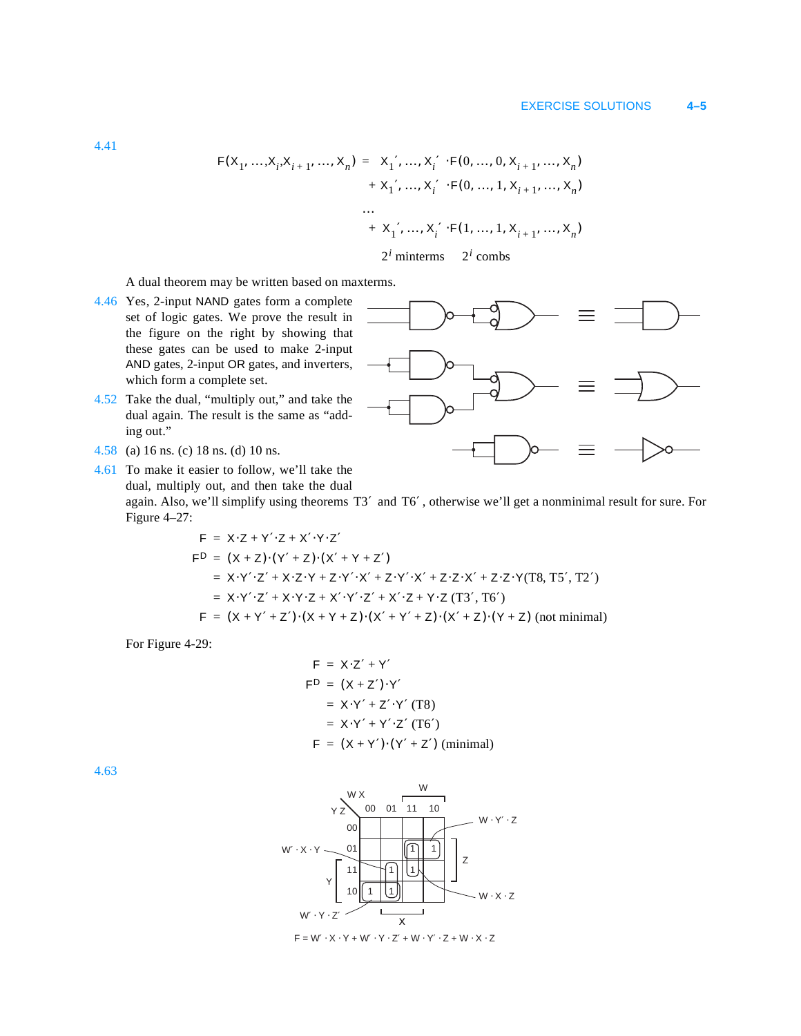4.41

$$F(X_1, \ldots, X_i, X_{i+1}, \ldots, X_n) = X_1', \ldots, X_i' \cdot F(0, \ldots, 0, X_{i+1}, \ldots, X_n)$$
$$+ X_1', \ldots, X_i' \cdot F(0, \ldots, 1, X_{i+1}, \ldots, X_n)$$
$$\ldots$$
$$+ X_1', \ldots, X_i' \cdot F(1, \ldots, 1, X_{i+1}, \ldots, X_n)$$

$2^i$ minterms $\quad 2^i$ combs

A dual theorem may be written based on maxterms.

4.46 Yes, 2-input NAND gates form a complete set of logic gates. We prove the result in the figure on the right by showing that these gates can be used to make 2-input AND gates, 2-input OR gates, and inverters, which form a complete set.

4.52 Take the dual, "multiply out," and take the dual again. The result is the same as "adding out."

4.58 (a) 16 ns. (c) 18 ns. (d) 10 ns.

4.61 To make it easier to follow, we'll take the dual, multiply out, and then take the dual again. Also, we'll simplify using theorems T3′ and T6′, otherwise we'll get a nonminimal result for sure. For Figure 4–27:

$$F = X \cdot Z + Y' \cdot Z + X' \cdot Y \cdot Z'$$
$$F^D = (X + Z) \cdot (Y' + Z) \cdot (X' + Y + Z')$$
$$= X \cdot Y' \cdot Z' + X \cdot Z \cdot Y + Z \cdot Y' \cdot X' + Z \cdot Y' \cdot X' + Z \cdot Z \cdot X' + Z \cdot Z \cdot Y \text{ (T8, T5′, T2′)}$$
$$= X \cdot Y' \cdot Z' + X \cdot Y \cdot Z + X' \cdot Y' \cdot Z' + X' \cdot Z + Y \cdot Z \text{ (T3′, T6′)}$$
$$F = (X + Y' + Z') \cdot (X + Y + Z) \cdot (X' + Y' + Z) \cdot (X' + Z) \cdot (Y + Z) \text{ (not minimal)}$$

For Figure 4-29:

$$F = X \cdot Z' + Y'$$
$$F^D = (X + Z') \cdot Y'$$
$$= X \cdot Y' + Z' \cdot Y' \text{ (T8)}$$
$$= X \cdot Y' + Y' \cdot Z' \text{ (T6′)}$$
$$F = (X + Y') \cdot (Y' + Z') \text{ (minimal)}$$

4.63

| YZ \ WX | 00 | 01 | 11 | 10 |
|---|---|---|---|---|
| 00 | | | | |
| 01 | | | 1 | 1 |
| 11 | | 1 | 1 | |
| 10 | 1 | 1 | | |

$F = W' \cdot X \cdot Y + W' \cdot Y \cdot Z' + W \cdot Y' \cdot Z + W \cdot X \cdot Z$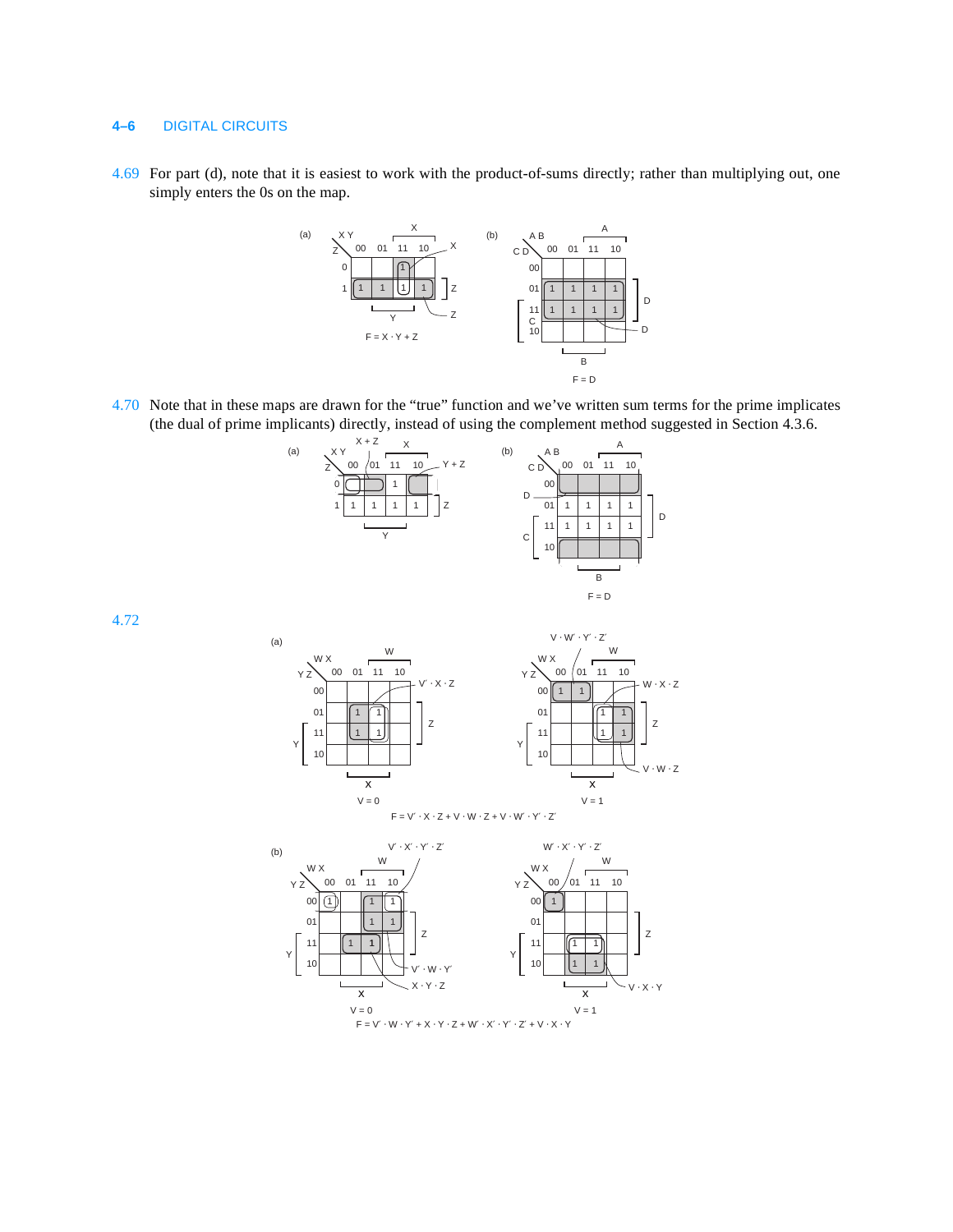4.69 For part (d), note that it is easiest to work with the product-of-sums directly; rather than multiplying out, one simply enters the 0s on the map.

(a)

| Z \ XY | 00 | 01 | 11 | 10 |
|---|---|---|---|---|
| 0 | | | 1 | |
| 1 | 1 | 1 | 1 | 1 |

$F = X \cdot Y + Z$

(b)

| CD \ AB | 00 | 01 | 11 | 10 |
|---|---|---|---|---|
| 00 | | | | |
| 01 | 1 | 1 | 1 | 1 |
| 11 | 1 | 1 | 1 | 1 |
| 10 | | | | |

$F = D$

4.70 Note that in these maps are drawn for the "true" function and we've written sum terms for the prime implicates (the dual of prime implicants) directly, instead of using the complement method suggested in Section 4.3.6.

(a) Prime implicates: $X + Z$, $Y + Z$

| Z \ XY | 00 | 01 | 11 | 10 |
|---|---|---|---|---|
| 0 | 0 | | 1 | |
| 1 | 1 | 1 | 1 | 1 |

(b)

| CD \ AB | 00 | 01 | 11 | 10 |
|---|---|---|---|---|
| 00 | | | | |
| 01 | 1 | 1 | 1 | 1 |
| 11 | 1 | 1 | 1 | 1 |
| 10 | | | | |

$F = D$

4.72

(a)

V = 0 (term: $V' \cdot X \cdot Z$)

| YZ \ WX | 00 | 01 | 11 | 10 |
|---|---|---|---|---|
| 00 | | | | |
| 01 | | 1 | 1 | |
| 11 | | 1 | 1 | |
| 10 | | | | |

V = 1 (terms: $V \cdot W' \cdot Y' \cdot Z'$, $W \cdot X \cdot Z$, $V \cdot W \cdot Z$)

| YZ \ WX | 00 | 01 | 11 | 10 |
|---|---|---|---|---|
| 00 | 1 | 1 | | |
| 01 | | | 1 | 1 |
| 11 | | | 1 | 1 |
| 10 | | | | |

$F = V' \cdot X \cdot Z + V \cdot W \cdot Z + V \cdot W' \cdot Y' \cdot Z'$

(b)

V = 0 (terms: $V' \cdot X' \cdot Y' \cdot Z'$, $V' \cdot W \cdot Y'$, $X \cdot Y \cdot Z$)

| YZ \ WX | 00 | 01 | 11 | 10 |
|---|---|---|---|---|
| 00 | 1 | | 1 | 1 |
| 01 | | | 1 | 1 |
| 11 | | 1 | 1 | |
| 10 | | | | |

V = 1 (terms: $W' \cdot X' \cdot Y' \cdot Z'$, $V \cdot X \cdot Y$)

| YZ \ WX | 00 | 01 | 11 | 10 |
|---|---|---|---|---|
| 00 | 1 | | | |
| 01 | | | | |
| 11 | | 1 | 1 | |
| 10 | | 1 | 1 | |

$F = V' \cdot W \cdot Y' + X \cdot Y \cdot Z + W' \cdot X' \cdot Y' \cdot Z' + V \cdot X \cdot Y$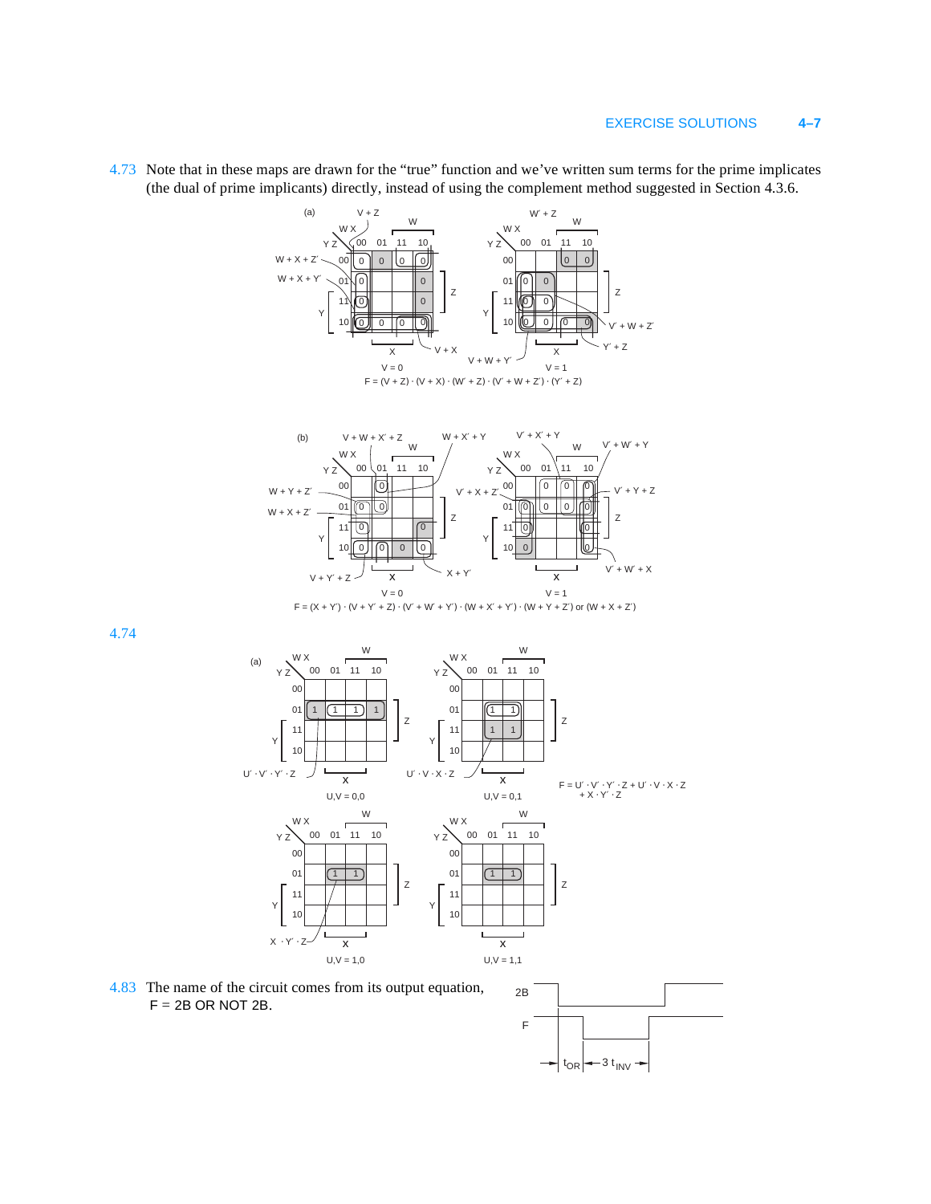4.73 Note that in these maps are drawn for the "true" function and we've written sum terms for the prime implicates (the dual of prime implicants) directly, instead of using the complement method suggested in Section 4.3.6.

(a)

V = 0

V = 1

$F = (V + Z) \cdot (V + X) \cdot (W' + Z) \cdot (V' + W + Z') \cdot (Y' + Z)$

(b)

V = 0

V = 1

$F = (X + Y') \cdot (V + Y' + Z) \cdot (V' + W' + Y') \cdot (W + X' + Y') \cdot (W + Y + Z')$ or $(W + X + Z')$

4.74

(a)

U,V = 0,0

U,V = 0,1

$F = U' \cdot V' \cdot Y' \cdot Z + U' \cdot V \cdot X \cdot Z + X \cdot Y' \cdot Z$

U,V = 1,0

U,V = 1,1

4.83 The name of the circuit comes from its output equation, F = 2B OR NOT 2B.

2B

F

$t_{OR}$

$3\ t_{INV}$